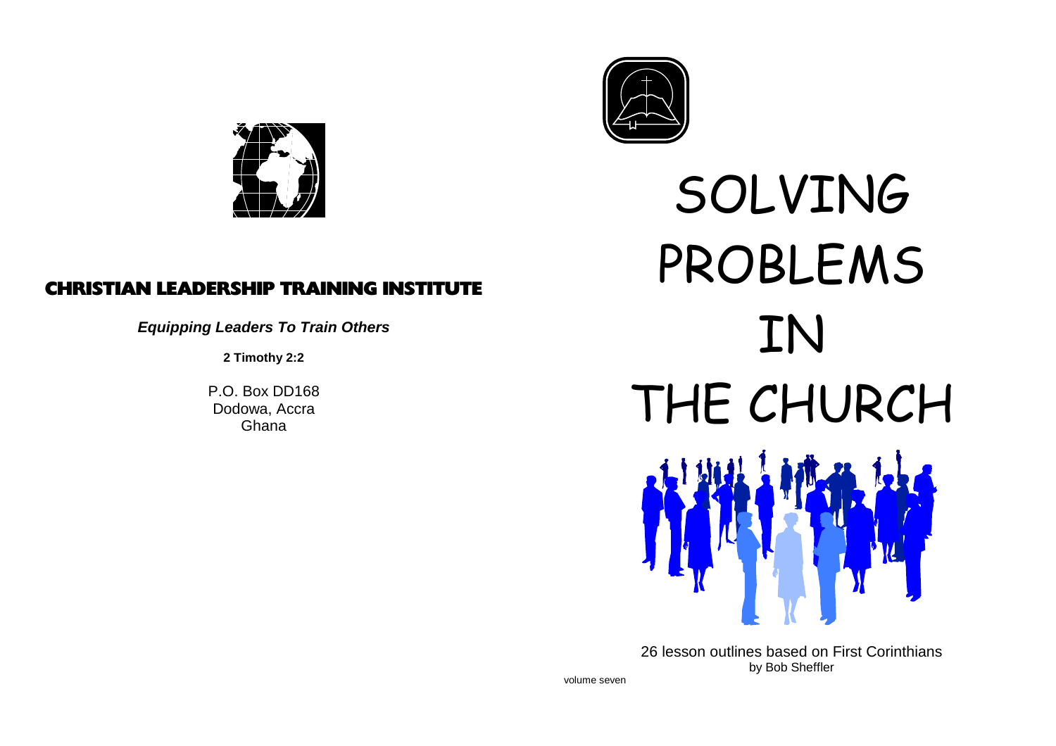**CHRISTIAN LEADERSHIP TRAINING INSTITUTE**

***Equipping Leaders To Train Others***

**2 Timothy 2:2**

P.O. Box DD168
Dodowa, Accra
Ghana

# SOLVING PROBLEMS IN THE CHURCH

26 lesson outlines based on First Corinthians
by Bob Sheffler

volume seven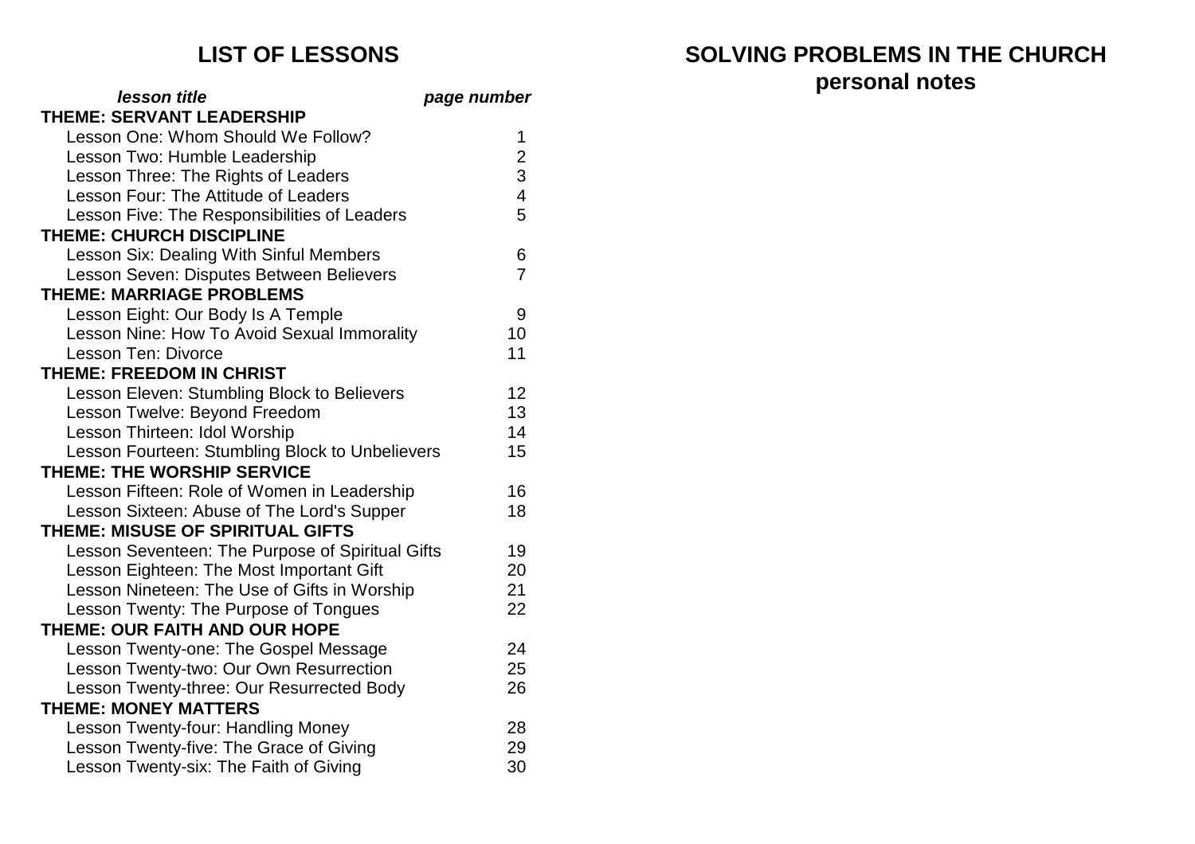## LIST OF LESSONS

| *lesson title* | *page number* |
|---|---|
| **THEME: SERVANT LEADERSHIP** | |
| Lesson One: Whom Should We Follow? | 1 |
| Lesson Two: Humble Leadership | 2 |
| Lesson Three: The Rights of Leaders | 3 |
| Lesson Four: The Attitude of Leaders | 4 |
| Lesson Five: The Responsibilities of Leaders | 5 |
| **THEME: CHURCH DISCIPLINE** | |
| Lesson Six: Dealing With Sinful Members | 6 |
| Lesson Seven: Disputes Between Believers | 7 |
| **THEME: MARRIAGE PROBLEMS** | |
| Lesson Eight: Our Body Is A Temple | 9 |
| Lesson Nine: How To Avoid Sexual Immorality | 10 |
| Lesson Ten: Divorce | 11 |
| **THEME: FREEDOM IN CHRIST** | |
| Lesson Eleven: Stumbling Block to Believers | 12 |
| Lesson Twelve: Beyond Freedom | 13 |
| Lesson Thirteen: Idol Worship | 14 |
| Lesson Fourteen: Stumbling Block to Unbelievers | 15 |
| **THEME: THE WORSHIP SERVICE** | |
| Lesson Fifteen: Role of Women in Leadership | 16 |
| Lesson Sixteen: Abuse of The Lord's Supper | 18 |
| **THEME: MISUSE OF SPIRITUAL GIFTS** | |
| Lesson Seventeen: The Purpose of Spiritual Gifts | 19 |
| Lesson Eighteen: The Most Important Gift | 20 |
| Lesson Nineteen: The Use of Gifts in Worship | 21 |
| Lesson Twenty: The Purpose of Tongues | 22 |
| **THEME: OUR FAITH AND OUR HOPE** | |
| Lesson Twenty-one: The Gospel Message | 24 |
| Lesson Twenty-two: Our Own Resurrection | 25 |
| Lesson Twenty-three: Our Resurrected Body | 26 |
| **THEME: MONEY MATTERS** | |
| Lesson Twenty-four: Handling Money | 28 |
| Lesson Twenty-five: The Grace of Giving | 29 |
| Lesson Twenty-six: The Faith of Giving | 30 |

## SOLVING PROBLEMS IN THE CHURCH
## personal notes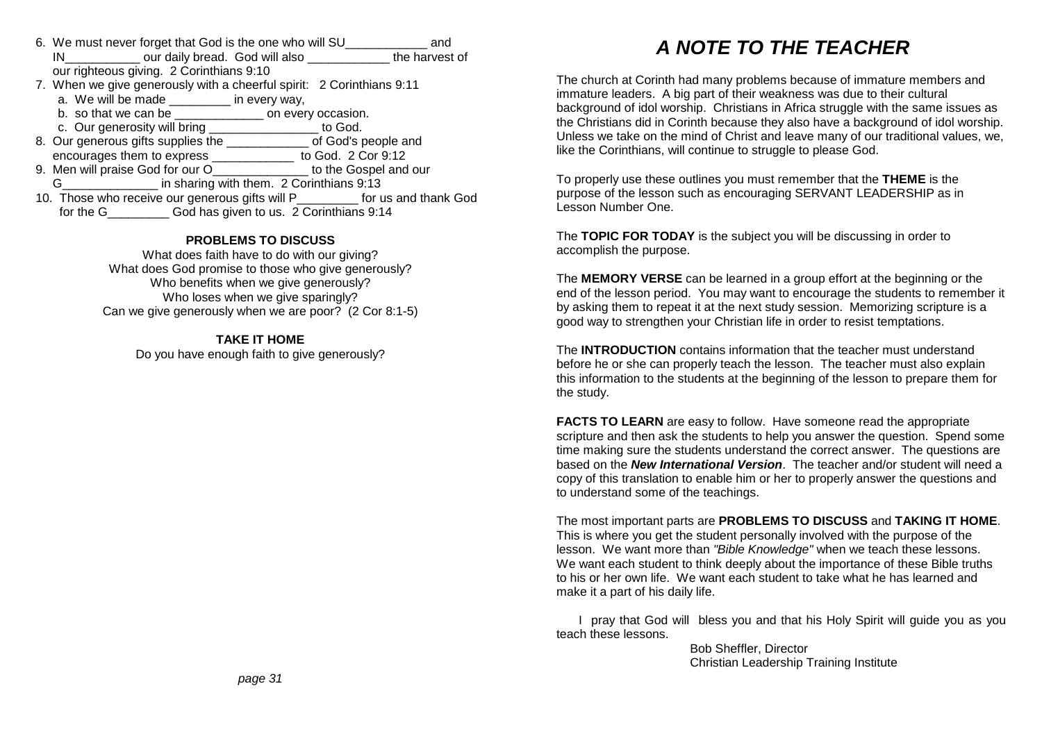6. We must never forget that God is the one who will SU____________ and IN___________ our daily bread. God will also ____________ the harvest of our righteous giving. 2 Corinthians 9:10
7. When we give generously with a cheerful spirit: 2 Corinthians 9:11
   a. We will be made _________ in every way,
   b. so that we can be _____________ on every occasion.
   c. Our generosity will bring ________________ to God.
8. Our generous gifts supplies the ____________ of God's people and encourages them to express ____________ to God. 2 Cor 9:12
9. Men will praise God for our O______________ to the Gospel and our G______________ in sharing with them. 2 Corinthians 9:13
10. Those who receive our generous gifts will P_________ for us and thank God for the G_________ God has given to us. 2 Corinthians 9:14

**PROBLEMS TO DISCUSS**

What does faith have to do with our giving?
What does God promise to those who give generously?
Who benefits when we give generously?
Who loses when we give sparingly?
Can we give generously when we are poor? (2 Cor 8:1-5)

**TAKE IT HOME**

Do you have enough faith to give generously?

# *A NOTE TO THE TEACHER*

The church at Corinth had many problems because of immature members and immature leaders. A big part of their weakness was due to their cultural background of idol worship. Christians in Africa struggle with the same issues as the Christians did in Corinth because they also have a background of idol worship. Unless we take on the mind of Christ and leave many of our traditional values, we, like the Corinthians, will continue to struggle to please God.

To properly use these outlines you must remember that the **THEME** is the purpose of the lesson such as encouraging SERVANT LEADERSHIP as in Lesson Number One.

The **TOPIC FOR TODAY** is the subject you will be discussing in order to accomplish the purpose.

The **MEMORY VERSE** can be learned in a group effort at the beginning or the end of the lesson period. You may want to encourage the students to remember it by asking them to repeat it at the next study session. Memorizing scripture is a good way to strengthen your Christian life in order to resist temptations.

The **INTRODUCTION** contains information that the teacher must understand before he or she can properly teach the lesson. The teacher must also explain this information to the students at the beginning of the lesson to prepare them for the study.

**FACTS TO LEARN** are easy to follow. Have someone read the appropriate scripture and then ask the students to help you answer the question. Spend some time making sure the students understand the correct answer. The questions are based on the ***New International Version***. The teacher and/or student will need a copy of this translation to enable him or her to properly answer the questions and to understand some of the teachings.

The most important parts are **PROBLEMS TO DISCUSS** and **TAKING IT HOME**. This is where you get the student personally involved with the purpose of the lesson. We want more than *"Bible Knowledge"* when we teach these lessons. We want each student to think deeply about the importance of these Bible truths to his or her own life. We want each student to take what he has learned and make it a part of his daily life.

I pray that God will bless you and that his Holy Spirit will guide you as you teach these lessons.

Bob Sheffler, Director
Christian Leadership Training Institute